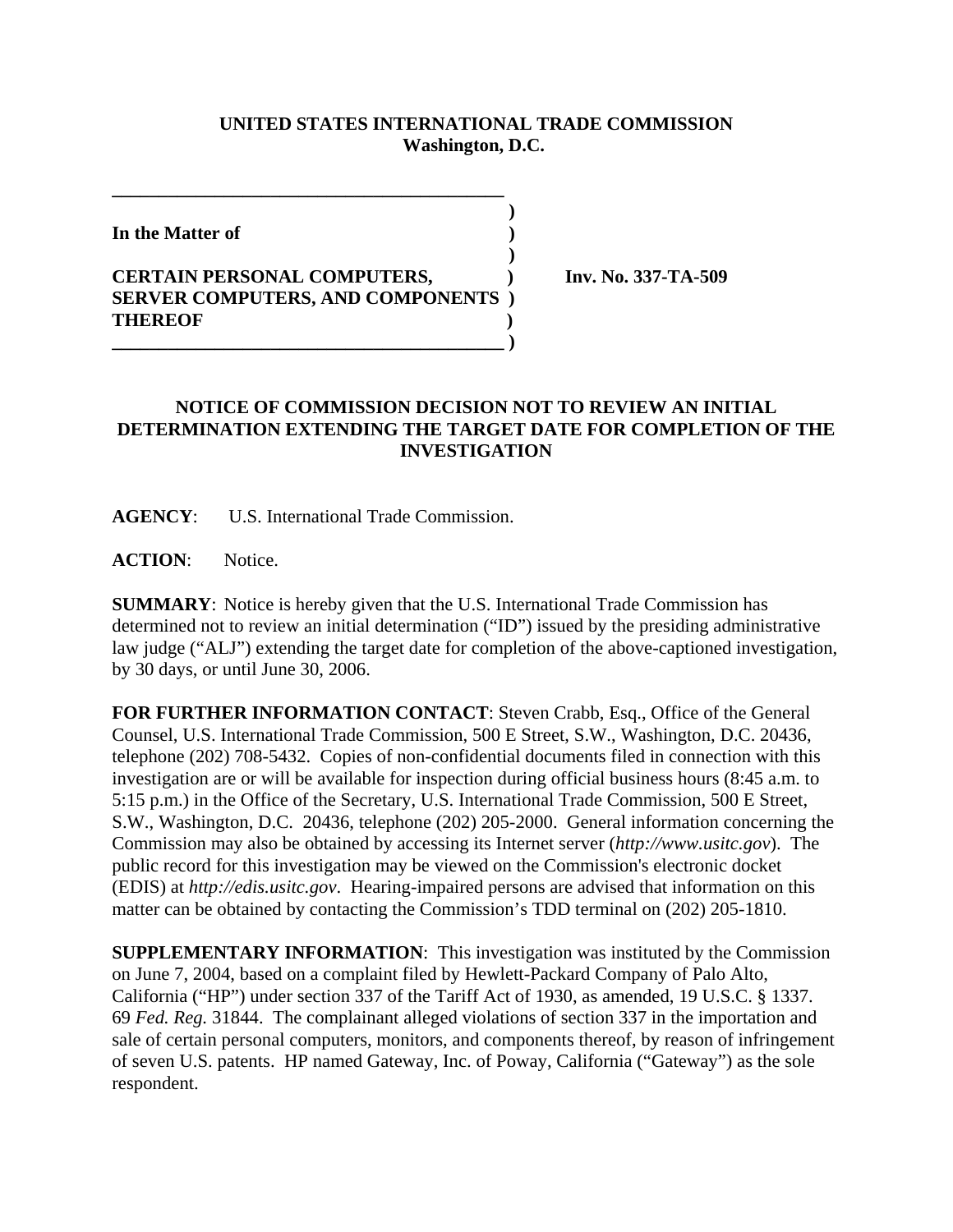**UNITED STATES INTERNATIONAL TRADE COMMISSION**
**Washington, D.C.**

**In the Matter of**

**CERTAIN PERSONAL COMPUTERS, SERVER COMPUTERS, AND COMPONENTS THEREOF**

**Inv. No. 337-TA-509**

## NOTICE OF COMMISSION DECISION NOT TO REVIEW AN INITIAL DETERMINATION EXTENDING THE TARGET DATE FOR COMPLETION OF THE INVESTIGATION

**AGENCY**: U.S. International Trade Commission.

**ACTION**: Notice.

**SUMMARY**: Notice is hereby given that the U.S. International Trade Commission has determined not to review an initial determination ("ID") issued by the presiding administrative law judge ("ALJ") extending the target date for completion of the above-captioned investigation, by 30 days, or until June 30, 2006.

**FOR FURTHER INFORMATION CONTACT**: Steven Crabb, Esq., Office of the General Counsel, U.S. International Trade Commission, 500 E Street, S.W., Washington, D.C. 20436, telephone (202) 708-5432. Copies of non-confidential documents filed in connection with this investigation are or will be available for inspection during official business hours (8:45 a.m. to 5:15 p.m.) in the Office of the Secretary, U.S. International Trade Commission, 500 E Street, S.W., Washington, D.C. 20436, telephone (202) 205-2000. General information concerning the Commission may also be obtained by accessing its Internet server (*http://www.usitc.gov*). The public record for this investigation may be viewed on the Commission's electronic docket (EDIS) at *http://edis.usitc.gov*. Hearing-impaired persons are advised that information on this matter can be obtained by contacting the Commission's TDD terminal on (202) 205-1810.

**SUPPLEMENTARY INFORMATION**: This investigation was instituted by the Commission on June 7, 2004, based on a complaint filed by Hewlett-Packard Company of Palo Alto, California ("HP") under section 337 of the Tariff Act of 1930, as amended, 19 U.S.C. § 1337. 69 *Fed. Reg.* 31844. The complainant alleged violations of section 337 in the importation and sale of certain personal computers, monitors, and components thereof, by reason of infringement of seven U.S. patents. HP named Gateway, Inc of Poway, California ("Gateway") as the sole respondent.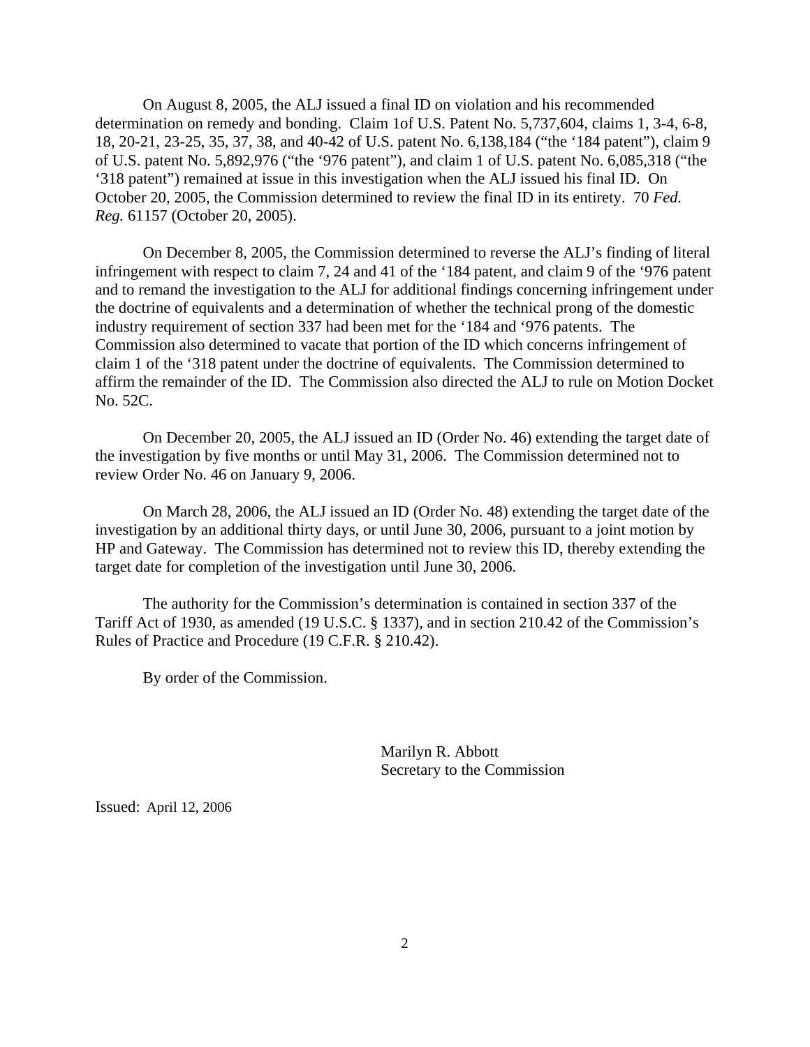On August 8, 2005, the ALJ issued a final ID on violation and his recommended determination on remedy and bonding. Claim 1of U.S. Patent No. 5,737,604, claims 1, 3-4, 6-8, 18, 20-21, 23-25, 35, 37, 38, and 40-42 of U.S. patent No. 6,138,184 ("the '184 patent"), claim 9 of U.S. patent No. 5,892,976 ("the '976 patent"), and claim 1 of U.S. patent No. 6,085,318 ("the '318 patent") remained at issue in this investigation when the ALJ issued his final ID. On October 20, 2005, the Commission determined to review the final ID in its entirety. 70 *Fed. Reg.* 61157 (October 20, 2005).

On December 8, 2005, the Commission determined to reverse the ALJ's finding of literal infringement with respect to claim 7, 24 and 41 of the '184 patent, and claim 9 of the '976 patent and to remand the investigation to the ALJ for additional findings concerning infringement under the doctrine of equivalents and a determination of whether the technical prong of the domestic industry requirement of section 337 had been met for the '184 and '976 patents. The Commission also determined to vacate that portion of the ID which concerns infringement of claim 1 of the '318 patent under the doctrine of equivalents. The Commission determined to affirm the remainder of the ID. The Commission also directed the ALJ to rule on Motion Docket No. 52C.

On December 20, 2005, the ALJ issued an ID (Order No. 46) extending the target date of the investigation by five months or until May 31, 2006. The Commission determined not to review Order No. 46 on January 9, 2006.

On March 28, 2006, the ALJ issued an ID (Order No. 48) extending the target date of the investigation by an additional thirty days, or until June 30, 2006, pursuant to a joint motion by HP and Gateway. The Commission has determined not to review this ID, thereby extending the target date for completion of the investigation until June 30, 2006.

The authority for the Commission's determination is contained in section 337 of the Tariff Act of 1930, as amended (19 U.S.C. § 1337), and in section 210.42 of the Commission's Rules of Practice and Procedure (19 C.F.R. § 210.42).

By order of the Commission.

Marilyn R. Abbott
Secretary to the Commission

Issued: April 12, 2006